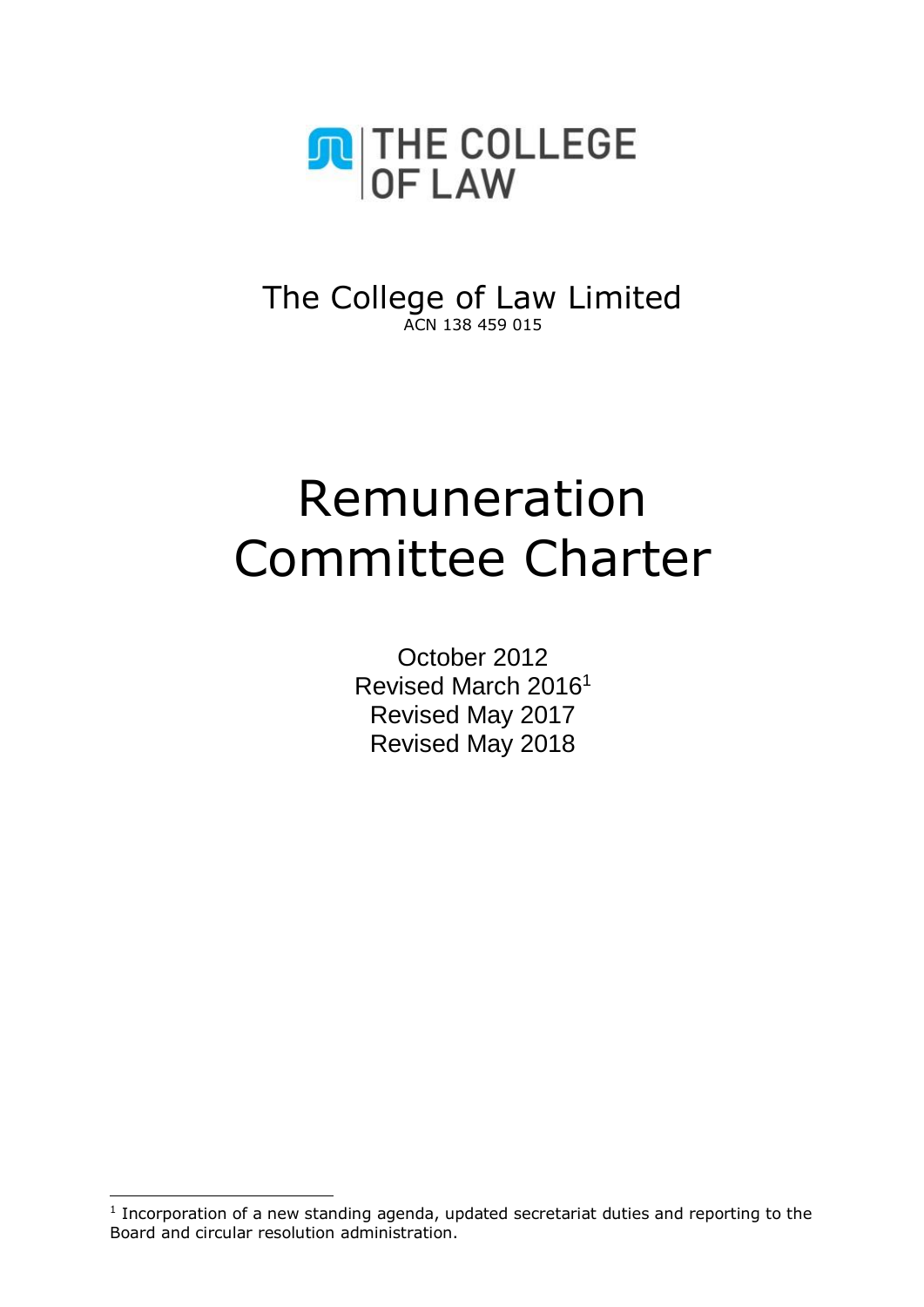THE COLLEGE OF LAW

The College of Law Limited

ACN 138 459 015

# Remuneration Committee Charter

October 2012

Revised March 2016[1]

Revised May 2017

Revised May 2018

[1] Incorporation of a new standing agenda, updated secretariat duties and reporting to the Board and circular resolution administration.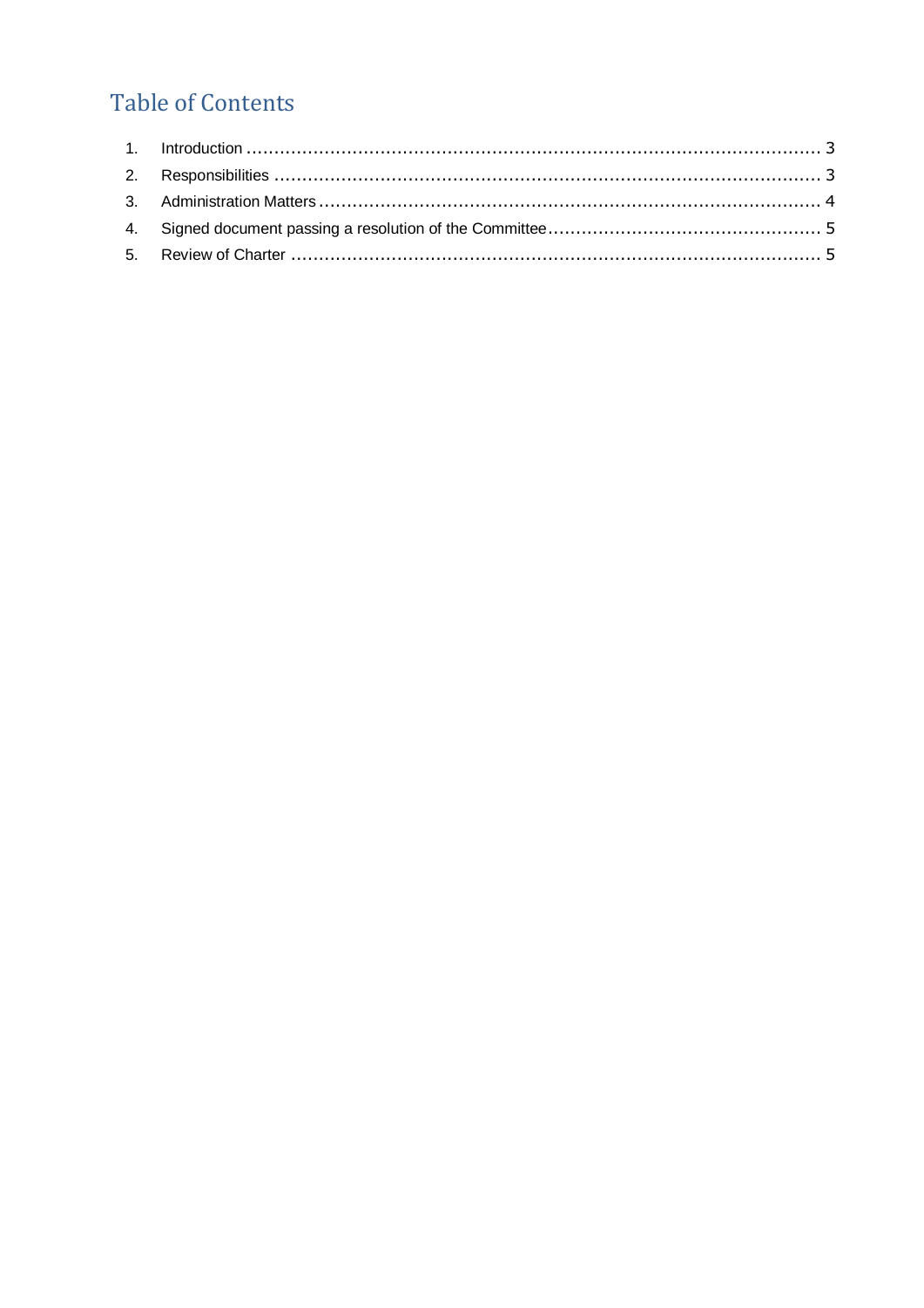## Table of Contents

1. Introduction .......................................................................................................... 3
2. Responsibilities ...................................................................................................... 3
3. Administration Matters .......................................................................................... 4
4. Signed document passing a resolution of the Committee .................................................. 5
5. Review of Charter .................................................................................................. 5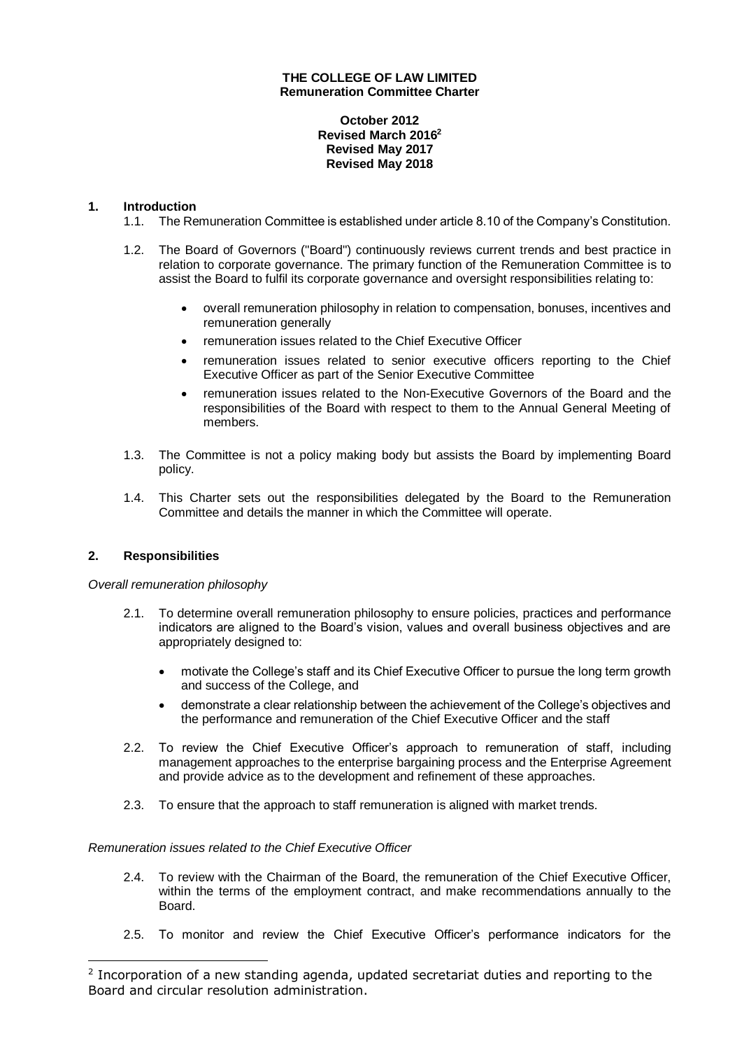**THE COLLEGE OF LAW LIMITED**
**Remuneration Committee Charter**

**October 2012**
**Revised March 2016**[2]
**Revised May 2017**
**Revised May 2018**

## 1. Introduction

1.1. The Remuneration Committee is established under article 8.10 of the Company's Constitution.

1.2. The Board of Governors ("Board") continuously reviews current trends and best practice in relation to corporate governance. The primary function of the Remuneration Committee is to assist the Board to fulfil its corporate governance and oversight responsibilities relating to:

- overall remuneration philosophy in relation to compensation, bonuses, incentives and remuneration generally
- remuneration issues related to the Chief Executive Officer
- remuneration issues related to senior executive officers reporting to the Chief Executive Officer as part of the Senior Executive Committee
- remuneration issues related to the Non-Executive Governors of the Board and the responsibilities of the Board with respect to them to the Annual General Meeting of members.

1.3. The Committee is not a policy making body but assists the Board by implementing Board policy.

1.4. This Charter sets out the responsibilities delegated by the Board to the Remuneration Committee and details the manner in which the Committee will operate.

## 2. Responsibilities

*Overall remuneration philosophy*

2.1. To determine overall remuneration philosophy to ensure policies, practices and performance indicators are aligned to the Board's vision, values and overall business objectives and are appropriately designed to:

- motivate the College's staff and its Chief Executive Officer to pursue the long term growth and success of the College, and
- demonstrate a clear relationship between the achievement of the College's objectives and the performance and remuneration of the Chief Executive Officer and the staff

2.2. To review the Chief Executive Officer's approach to remuneration of staff, including management approaches to the enterprise bargaining process and the Enterprise Agreement and provide advice as to the development and refinement of these approaches.

2.3. To ensure that the approach to staff remuneration is aligned with market trends.

*Remuneration issues related to the Chief Executive Officer*

2.4. To review with the Chairman of the Board, the remuneration of the Chief Executive Officer, within the terms of the employment contract, and make recommendations annually to the Board.

2.5. To monitor and review the Chief Executive Officer's performance indicators for the

---

[2] Incorporation of a new standing agenda, updated secretariat duties and reporting to the Board and circular resolution administration.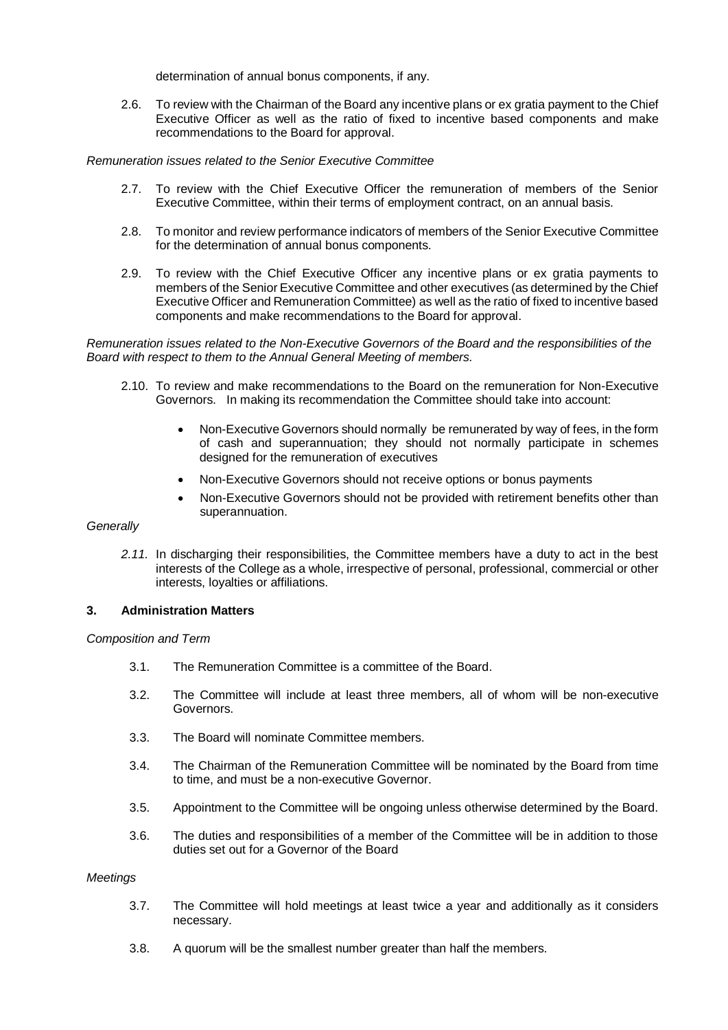determination of annual bonus components, if any.

2.6. To review with the Chairman of the Board any incentive plans or ex gratia payment to the Chief Executive Officer as well as the ratio of fixed to incentive based components and make recommendations to the Board for approval.

*Remuneration issues related to the Senior Executive Committee*

2.7. To review with the Chief Executive Officer the remuneration of members of the Senior Executive Committee, within their terms of employment contract, on an annual basis.

2.8. To monitor and review performance indicators of members of the Senior Executive Committee for the determination of annual bonus components.

2.9. To review with the Chief Executive Officer any incentive plans or ex gratia payments to members of the Senior Executive Committee and other executives (as determined by the Chief Executive Officer and Remuneration Committee) as well as the ratio of fixed to incentive based components and make recommendations to the Board for approval.

*Remuneration issues related to the Non-Executive Governors of the Board and the responsibilities of the Board with respect to them to the Annual General Meeting of members.*

2.10. To review and make recommendations to the Board on the remuneration for Non-Executive Governors. In making its recommendation the Committee should take into account:

- Non-Executive Governors should normally be remunerated by way of fees, in the form of cash and superannuation; they should not normally participate in schemes designed for the remuneration of executives
- Non-Executive Governors should not receive options or bonus payments
- Non-Executive Governors should not be provided with retirement benefits other than superannuation.

*Generally*

*2.11.* In discharging their responsibilities, the Committee members have a duty to act in the best interests of the College as a whole, irrespective of personal, professional, commercial or other interests, loyalties or affiliations.

## 3. Administration Matters

*Composition and Term*

3.1. The Remuneration Committee is a committee of the Board.

3.2. The Committee will include at least three members, all of whom will be non-executive Governors.

3.3. The Board will nominate Committee members.

3.4. The Chairman of the Remuneration Committee will be nominated by the Board from time to time, and must be a non-executive Governor.

3.5. Appointment to the Committee will be ongoing unless otherwise determined by the Board.

3.6. The duties and responsibilities of a member of the Committee will be in addition to those duties set out for a Governor of the Board

*Meetings*

3.7. The Committee will hold meetings at least twice a year and additionally as it considers necessary.

3.8. A quorum will be the smallest number greater than half the members.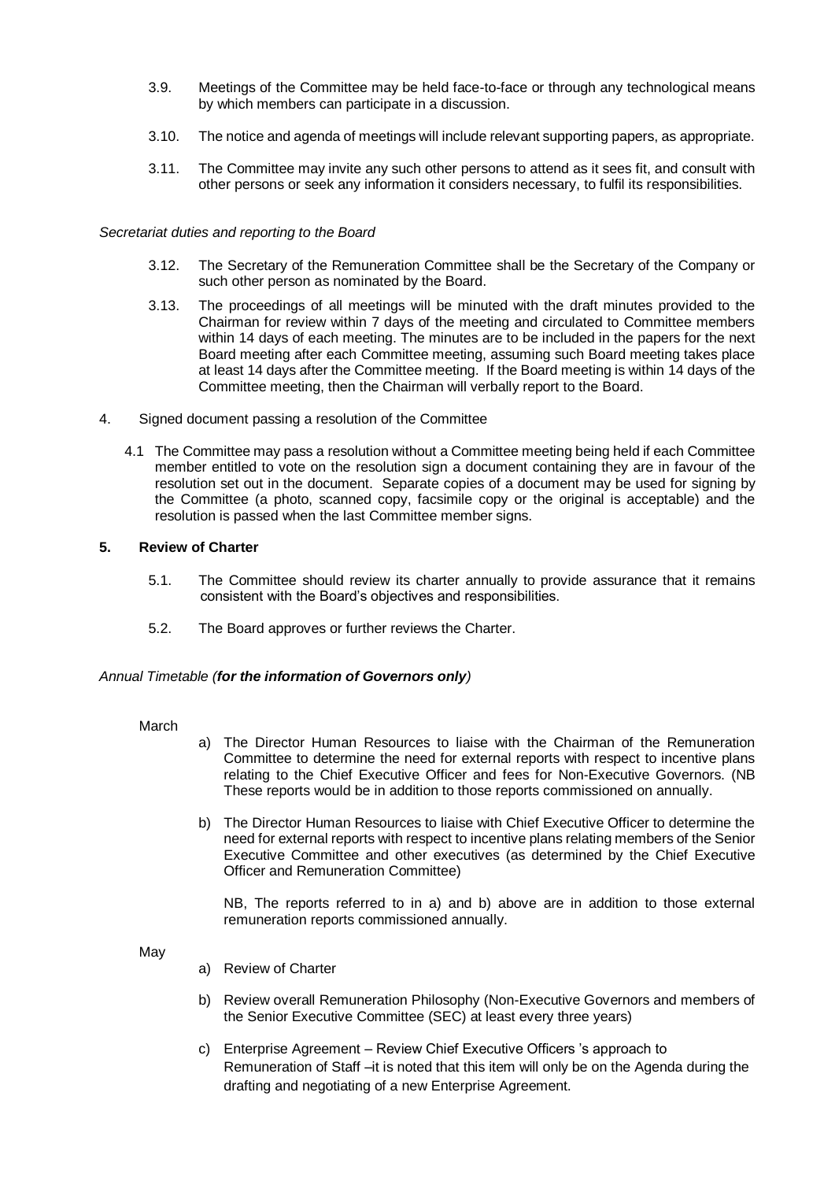3.9. Meetings of the Committee may be held face-to-face or through any technological means by which members can participate in a discussion.

3.10. The notice and agenda of meetings will include relevant supporting papers, as appropriate.

3.11. The Committee may invite any such other persons to attend as it sees fit, and consult with other persons or seek any information it considers necessary, to fulfil its responsibilities.

*Secretariat duties and reporting to the Board*

3.12. The Secretary of the Remuneration Committee shall be the Secretary of the Company or such other person as nominated by the Board.

3.13. The proceedings of all meetings will be minuted with the draft minutes provided to the Chairman for review within 7 days of the meeting and circulated to Committee members within 14 days of each meeting. The minutes are to be included in the papers for the next Board meeting after each Committee meeting, assuming such Board meeting takes place at least 14 days after the Committee meeting. If the Board meeting is within 14 days of the Committee meeting, then the Chairman will verbally report to the Board.

4. Signed document passing a resolution of the Committee

4.1 The Committee may pass a resolution without a Committee meeting being held if each Committee member entitled to vote on the resolution sign a document containing they are in favour of the resolution set out in the document. Separate copies of a document may be used for signing by the Committee (a photo, scanned copy, facsimile copy or the original is acceptable) and the resolution is passed when the last Committee member signs.

**5. Review of Charter**

5.1. The Committee should review its charter annually to provide assurance that it remains consistent with the Board's objectives and responsibilities.

5.2. The Board approves or further reviews the Charter.

*Annual Timetable (**for the information of Governors only**)*

March

a) The Director Human Resources to liaise with the Chairman of the Remuneration Committee to determine the need for external reports with respect to incentive plans relating to the Chief Executive Officer and fees for Non-Executive Governors. (NB These reports would be in addition to those reports commissioned on annually.

b) The Director Human Resources to liaise with Chief Executive Officer to determine the need for external reports with respect to incentive plans relating members of the Senior Executive Committee and other executives (as determined by the Chief Executive Officer and Remuneration Committee)

NB, The reports referred to in a) and b) above are in addition to those external remuneration reports commissioned annually.

May

a) Review of Charter

b) Review overall Remuneration Philosophy (Non-Executive Governors and members of the Senior Executive Committee (SEC) at least every three years)

c) Enterprise Agreement – Review Chief Executive Officers 's approach to Remuneration of Staff –it is noted that this item will only be on the Agenda during the drafting and negotiating of a new Enterprise Agreement.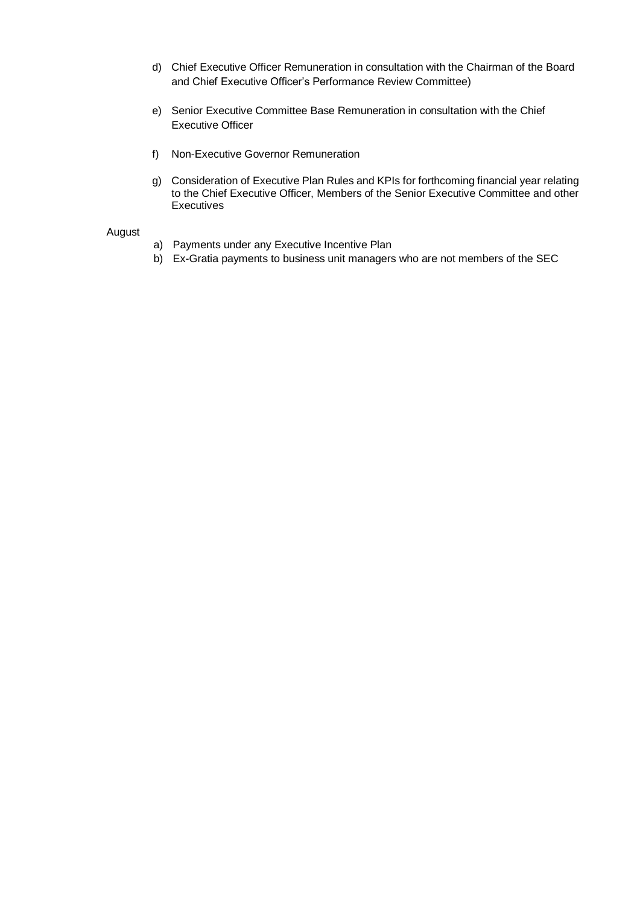d) Chief Executive Officer Remuneration in consultation with the Chairman of the Board and Chief Executive Officer's Performance Review Committee)

e) Senior Executive Committee Base Remuneration in consultation with the Chief Executive Officer

f) Non-Executive Governor Remuneration

g) Consideration of Executive Plan Rules and KPIs for forthcoming financial year relating to the Chief Executive Officer, Members of the Senior Executive Committee and other Executives

August

a) Payments under any Executive Incentive Plan
b) Ex-Gratia payments to business unit managers who are not members of the SEC